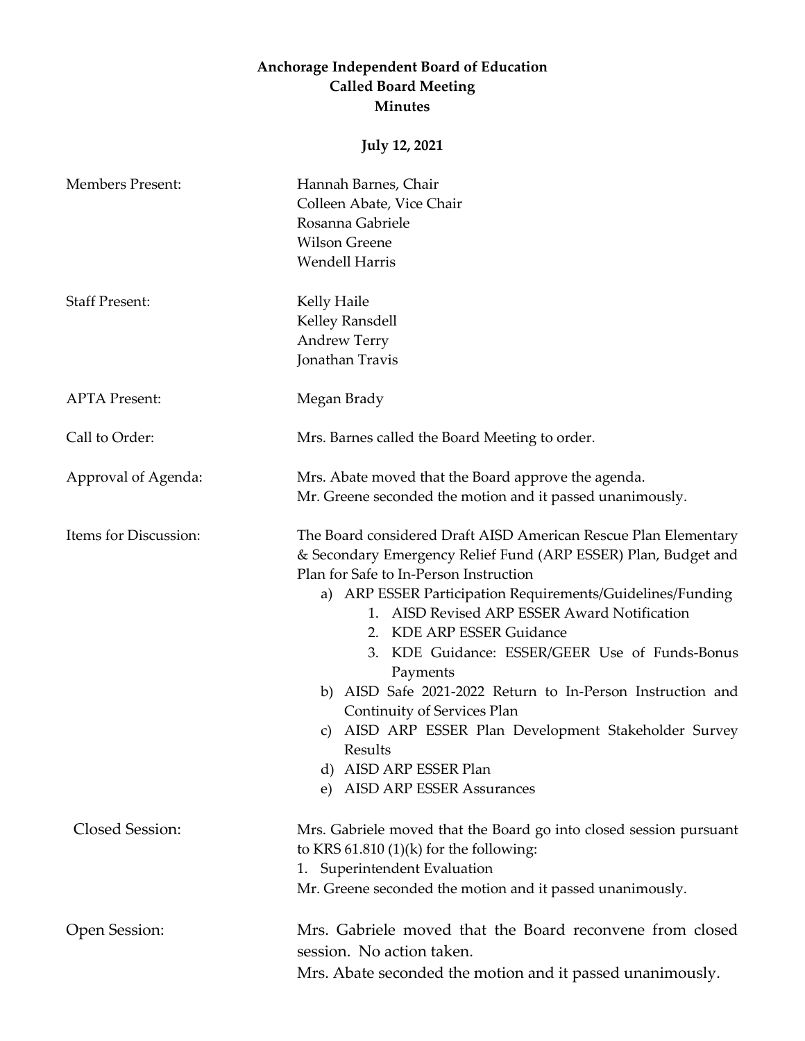**Anchorage Independent Board of Education**
**Called Board Meeting**
**Minutes**

**July 12, 2021**

Members Present:

Hannah Barnes, Chair
Colleen Abate, Vice Chair
Rosanna Gabriele
Wilson Greene
Wendell Harris

Staff Present:

Kelly Haile
Kelley Ransdell
Andrew Terry
Jonathan Travis

APTA Present:

Megan Brady

Call to Order:

Mrs. Barnes called the Board Meeting to order.

Approval of Agenda:

Mrs. Abate moved that the Board approve the agenda.
Mr. Greene seconded the motion and it passed unanimously.

Items for Discussion:

The Board considered Draft AISD American Rescue Plan Elementary & Secondary Emergency Relief Fund (ARP ESSER) Plan, Budget and Plan for Safe to In-Person Instruction

a) ARP ESSER Participation Requirements/Guidelines/Funding
   1. AISD Revised ARP ESSER Award Notification
   2. KDE ARP ESSER Guidance
   3. KDE Guidance: ESSER/GEER Use of Funds-Bonus Payments
b) AISD Safe 2021-2022 Return to In-Person Instruction and Continuity of Services Plan
c) AISD ARP ESSER Plan Development Stakeholder Survey Results
d) AISD ARP ESSER Plan
e) AISD ARP ESSER Assurances

Closed Session:

Mrs. Gabriele moved that the Board go into closed session pursuant to KRS 61.810 (1)(k) for the following:
1. Superintendent Evaluation

Mr. Greene seconded the motion and it passed unanimously.

Open Session:

Mrs. Gabriele moved that the Board reconvene from closed session. No action taken.
Mrs. Abate seconded the motion and it passed unanimously.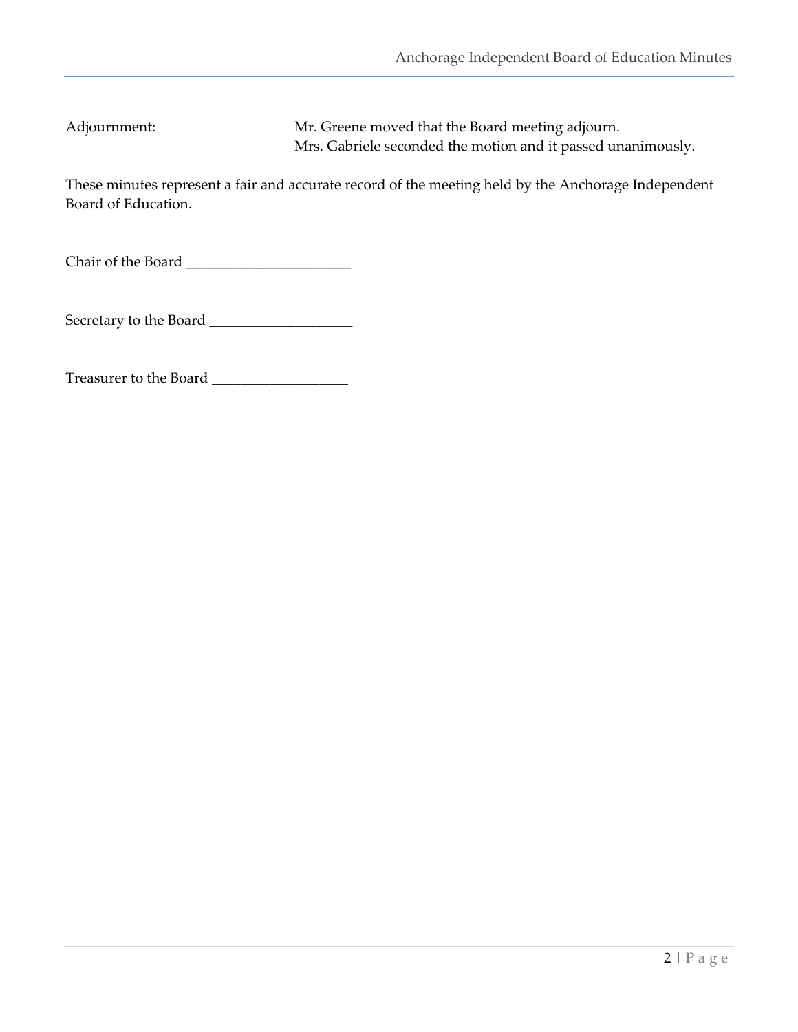Adjournment: Mr. Greene moved that the Board meeting adjourn.
Mrs. Gabriele seconded the motion and it passed unanimously.

These minutes represent a fair and accurate record of the meeting held by the Anchorage Independent Board of Education.

Chair of the Board ______________________

Secretary to the Board ___________________

Treasurer to the Board __________________